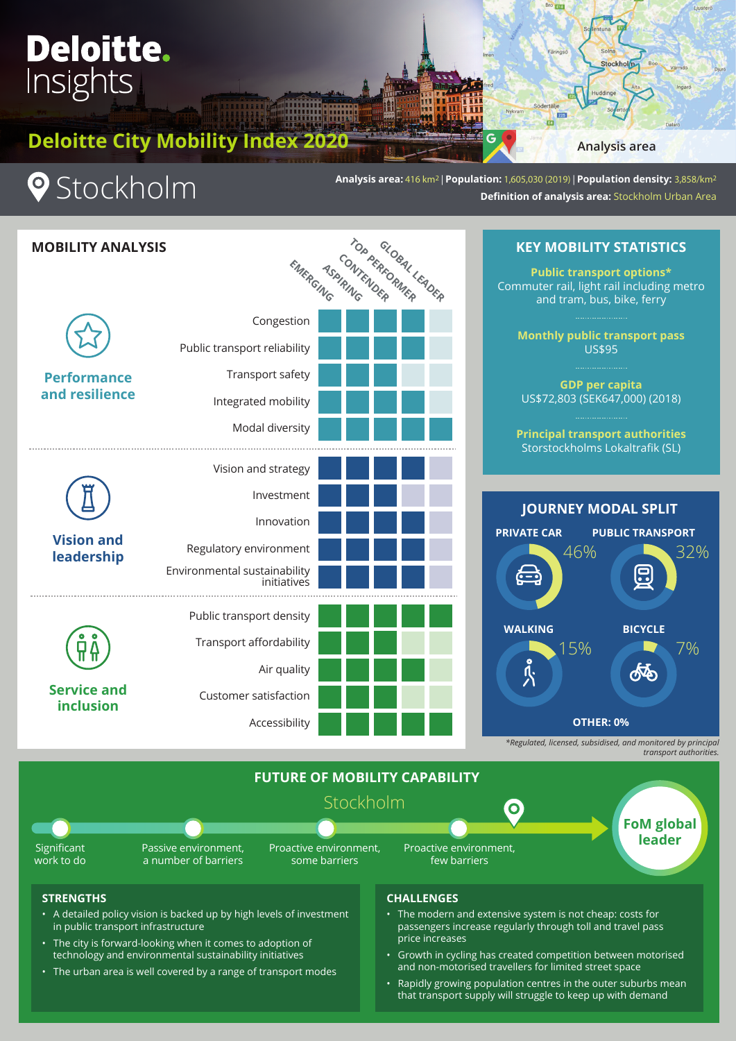# Deloitte Insights

## Deloitte City Mobility Index 2020

Analysis area

# Stockholm

**Analysis area:** 416 km² | **Population:** 1,605,030 (2019) | **Population density:** 3,858/km²
**Definition of analysis area:** Stockholm Urban Area

## MOBILITY ANALYSIS

Rating scale: Emerging, Aspiring, Contender, Top performer, Global leader

| Category | Indicator | Rating |
|---|---|---|
| Performance and resilience | Congestion | Top performer |
| | Public transport reliability | Top performer |
| | Transport safety | Contender |
| | Integrated mobility | Top performer |
| | Modal diversity | Global leader |
| Vision and leadership | Vision and strategy | Top performer |
| | Investment | Contender |
| | Innovation | Top performer |
| | Regulatory environment | Top performer |
| | Environmental sustainability initiatives | Top performer |
| Service and inclusion | Public transport density | Global leader |
| | Transport affordability | Contender |
| | Air quality | Top performer |
| | Customer satisfaction | Contender |
| | Accessibility | Global leader |

## KEY MOBILITY STATISTICS

**Public transport options***
Commuter rail, light rail including metro and tram, bus, bike, ferry

**Monthly public transport pass**
US$95

**GDP per capita**
US$72,803 (SEK647,000) (2018)

**Principal transport authorities**
Storstockholms Lokaltrafik (SL)

## JOURNEY MODAL SPLIT

- **PRIVATE CAR:** 46%
- **PUBLIC TRANSPORT:** 32%
- **WALKING:** 15%
- **BICYCLE:** 7%
- **OTHER:** 0%

*Regulated, licensed, subsidised, and monitored by principal transport authorities.

## FUTURE OF MOBILITY CAPABILITY

Stockholm

Significant work to do → Passive environment, a number of barriers → Proactive environment, some barriers → Proactive environment, few barriers → **Stockholm** → FoM global leader

### STRENGTHS

- A detailed policy vision is backed up by high levels of investment in public transport infrastructure
- The city is forward-looking when it comes to adoption of technology and environmental sustainability initiatives
- The urban area is well covered by a range of transport modes

### CHALLENGES

- The modern and extensive system is not cheap: costs for passengers increase regularly through toll and travel pass price increases
- Growth in cycling has created competition between motorised and non-motorised travellers for limited street space
- Rapidly growing population centres in the outer suburbs mean that transport supply will struggle to keep up with demand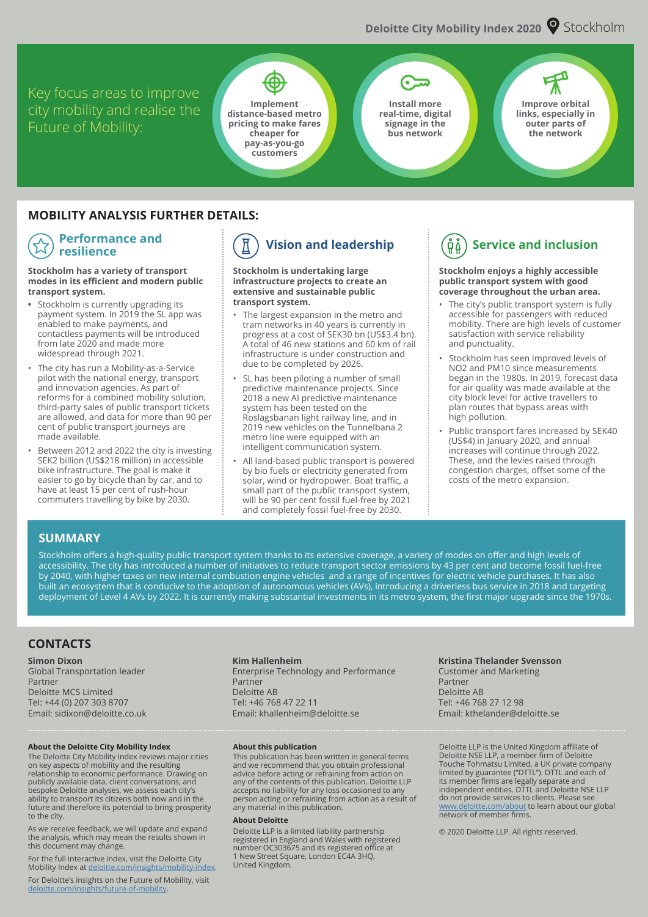Key focus areas to improve city mobility and realise the Future of Mobility:

- **Implement distance-based metro pricing to make fares cheaper for pay-as-you-go customers**
- **Install more real-time, digital signage in the bus network**
- **Improve orbital links, especially in outer parts of the network**

## MOBILITY ANALYSIS FURTHER DETAILS:

### Performance and resilience

**Stockholm has a variety of transport modes in its efficient and modern public transport system.**

- Stockholm is currently upgrading its payment system. In 2019 the SL app was enabled to make payments, and contactless payments will be introduced from late 2020 and made more widespread through 2021.
- The city has run a Mobility-as-a-Service pilot with the national energy, transport and innovation agencies. As part of reforms for a combined mobility solution, third-party sales of public transport tickets are allowed, and data for more than 90 per cent of public transport journeys are made available.
- Between 2012 and 2022 the city is investing SEK2 billion (US$218 million) in accessible bike infrastructure. The goal is make it easier to go by bicycle than by car, and to have at least 15 per cent of rush-hour commuters travelling by bike by 2030.

### Vision and leadership

**Stockholm is undertaking large infrastructure projects to create an extensive and sustainable public transport system.**

- The largest expansion in the metro and tram networks in 40 years is currently in progress at a cost of SEK30 bn (US$3.4 bn). A total of 46 new stations and 60 km of rail infrastructure is under construction and due to be completed by 2026.
- SL has been piloting a number of small predictive maintenance projects. Since 2018 a new AI predictive maintenance system has been tested on the Roslagsbanan light railway line, and in 2019 new vehicles on the Tunnelbana 2 metro line were equipped with an intelligent communication system.
- All land-based public transport is powered by bio fuels or electricity generated from solar, wind or hydropower. Boat traffic, a small part of the public transport system, will be 90 per cent fossil fuel-free by 2021 and completely fossil fuel-free by 2030.

### Service and inclusion

**Stockholm enjoys a highly accessible public transport system with good coverage throughout the urban area.**

- The city's public transport system is fully accessible for passengers with reduced mobility. There are high levels of customer satisfaction with service reliability and punctuality.
- Stockholm has seen improved levels of $NO_2$ and PM10 since measurements began in the 1980s. In 2019, forecast data for air quality was made available at the city block level for active travellers to plan routes that bypass areas with high pollution.
- Public transport fares increased by SEK40 (US$4) in January 2020, and annual increases will continue through 2022. These, and the levies raised through congestion charges, offset some of the costs of the metro expansion.

## SUMMARY

Stockholm offers a high-quality public transport system thanks to its extensive coverage, a variety of modes on offer and high levels of accessibility. The city has introduced a number of initiatives to reduce transport sector emissions by 43 per cent and become fossil fuel-free by 2040, with higher taxes on new internal combustion engine vehicles and a range of incentives for electric vehicle purchases. It has also built an ecosystem that is conducive to the adoption of autonomous vehicles (AVs), introducing a driverless bus service in 2018 and targeting deployment of Level 4 AVs by 2022. It is currently making substantial investments in its metro system, the first major upgrade since the 1970s.

## CONTACTS

**Simon Dixon**
Global Transportation leader
Partner
Deloitte MCS Limited
Tel: +44 (0) 207 303 8707
Email: sidixon@deloitte.co.uk

**Kim Hallenheim**
Enterprise Technology and Performance
Partner
Deloitte AB
Tel: +46 768 47 22 11
Email: khallenheim@deloitte.se

**Kristina Thelander Svensson**
Customer and Marketing
Partner
Deloitte AB
Tel: +46 768 27 12 98
Email: kthelander@deloitte.se

**About the Deloitte City Mobility Index**

The Deloitte City Mobility Index reviews major cities on key aspects of mobility and the resulting relationship to economic performance. Drawing on publicly available data, client conversations, and bespoke Deloitte analyses, we assess each city's ability to transport its citizens both now and in the future and therefore its potential to bring prosperity to the city.

As we receive feedback, we will update and expand the analysis, which may mean the results shown in this document may change.

For the full interactive index, visit the Deloitte City Mobility Index at deloitte.com/insights/mobility-index.

For Deloitte's insights on the Future of Mobility, visit deloitte.com/insights/future-of-mobility.

**About this publication**

This publication has been written in general terms and we recommend that you obtain professional advice before acting or refraining from action on any of the contents of this publication. Deloitte LLP accepts no liability for any loss occasioned to any person acting or refraining from action as a result of any material in this publication.

**About Deloitte**

Deloitte LLP is a limited liability partnership registered in England and Wales with registered number OC303675 and its registered office at 1 New Street Square, London EC4A 3HQ, United Kingdom.

Deloitte LLP is the United Kingdom affiliate of Deloitte NSE LLP, a member firm of Deloitte Touche Tohmatsu Limited, a UK private company limited by guarantee ("DTTL"). DTTL and each of its member firms are legally separate and independent entities. DTTL and Deloitte NSE LLP do not provide services to clients. Please see www.deloitte.com/about to learn about our global network of member firms.

© 2020 Deloitte LLP. All rights reserved.